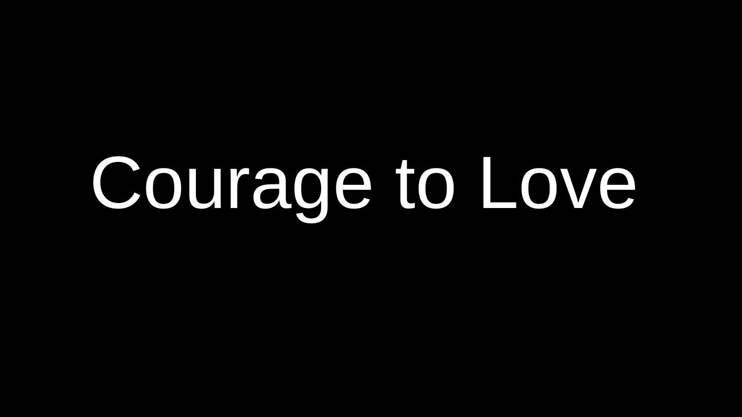# Courage to Love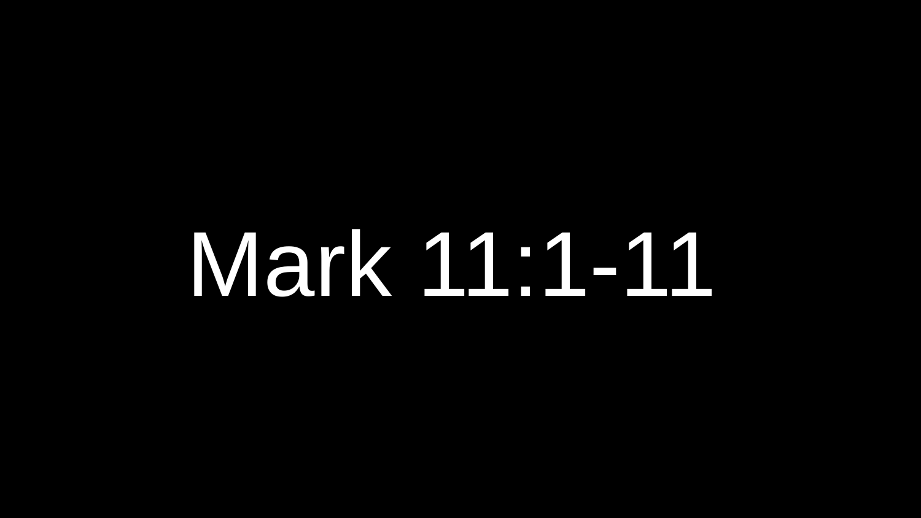# Mark 11:1-11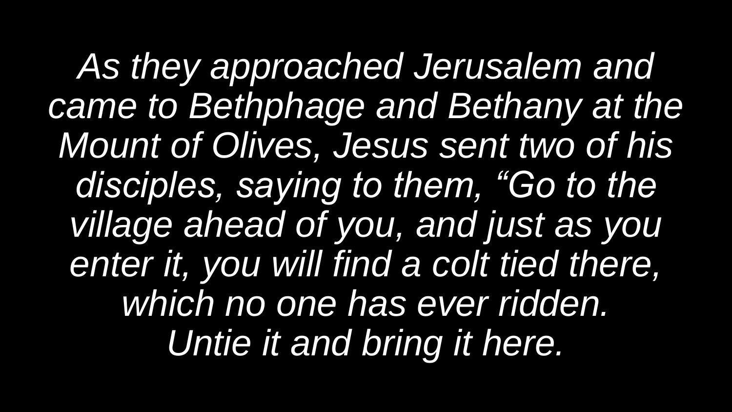*As they approached Jerusalem and came to Bethphage and Bethany at the Mount of Olives, Jesus sent two of his disciples, saying to them, “Go to the village ahead of you, and just as you enter it, you will find a colt tied there, which no one has ever ridden. Untie it and bring it here.*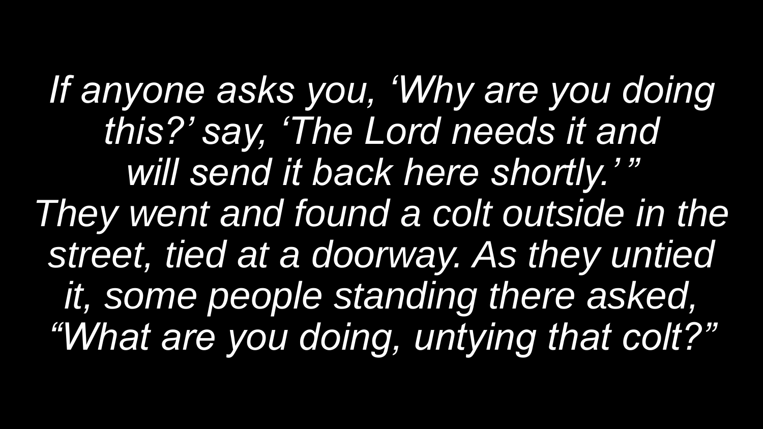*If anyone asks you, ‘Why are you doing this?’ say, ‘The Lord needs it and will send it back here shortly.’ ” They went and found a colt outside in the street, tied at a doorway. As they untied it, some people standing there asked, “What are you doing, untying that colt?”*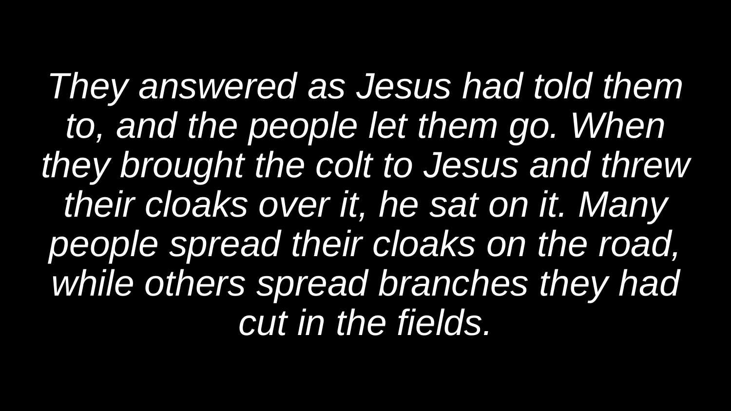*They answered as Jesus had told them to, and the people let them go. When they brought the colt to Jesus and threw their cloaks over it, he sat on it. Many people spread their cloaks on the road, while others spread branches they had cut in the fields.*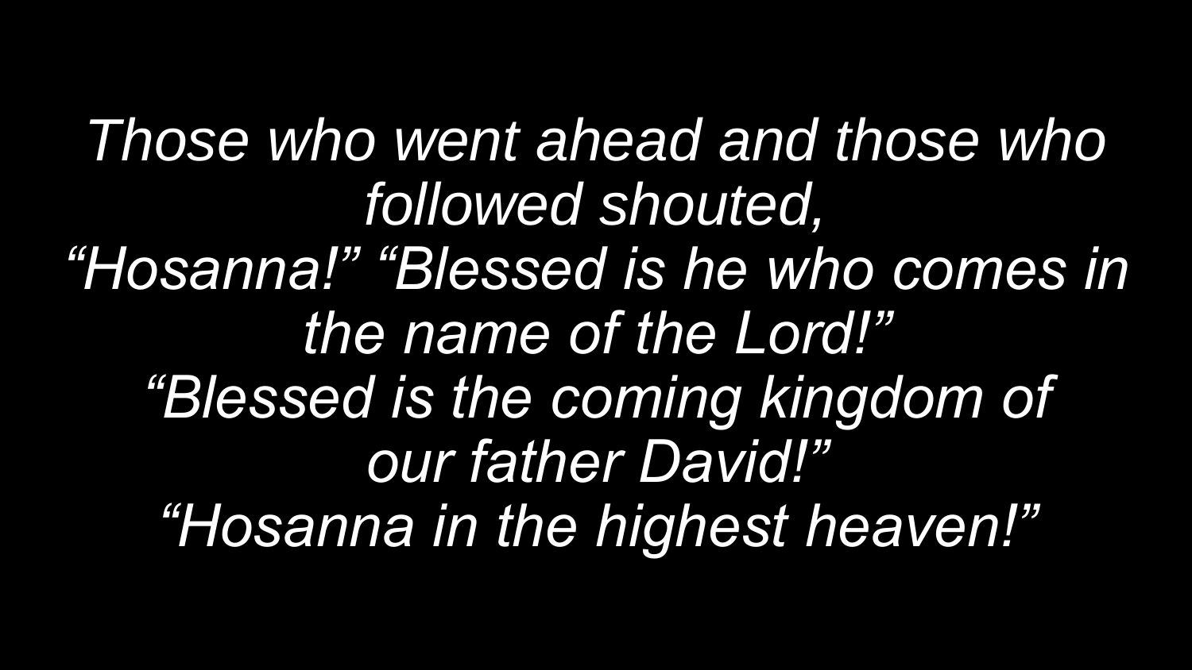*Those who went ahead and those who followed shouted,*
*“Hosanna!” “Blessed is he who comes in the name of the Lord!”*
*“Blessed is the coming kingdom of our father David!”*
*“Hosanna in the highest heaven!”*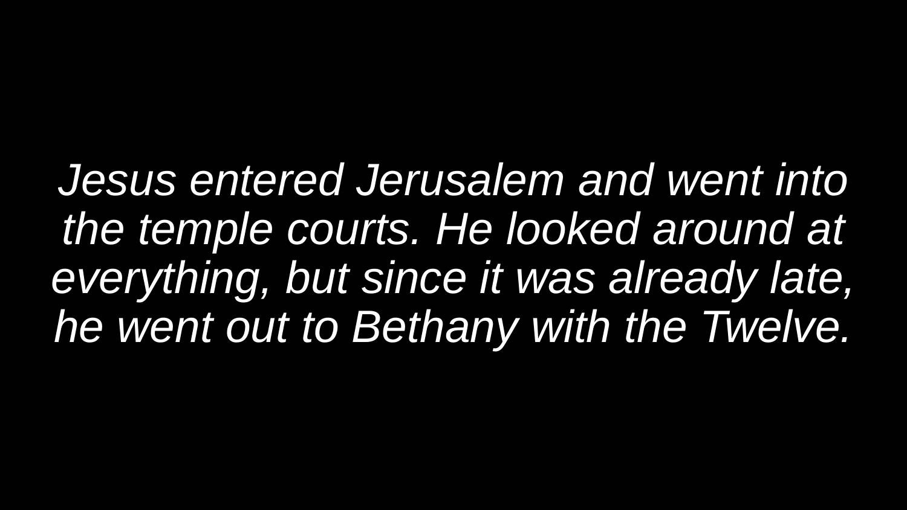*Jesus entered Jerusalem and went into the temple courts. He looked around at everything, but since it was already late, he went out to Bethany with the Twelve.*